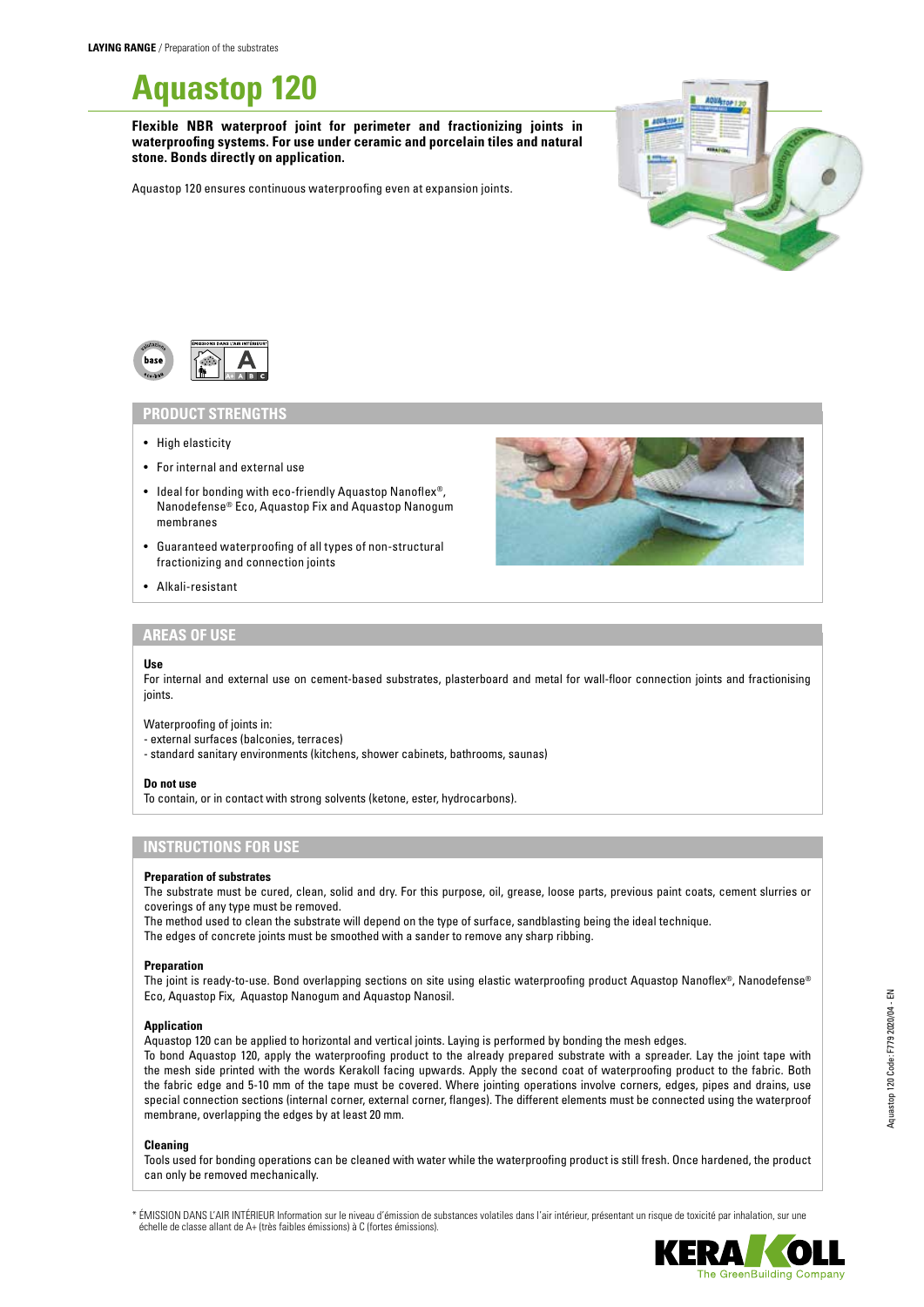**LAYING RANGE** / Preparation of the substrates

# Aquastop 120

**Flexible NBR waterproof joint for perimeter and fractionizing joints in waterproofing systems. For use under ceramic and porcelain tiles and natural stone. Bonds directly on application.**

Aquastop 120 ensures continuous waterproofing even at expansion joints.

## PRODUCT STRENGTHS

- High elasticity
- For internal and external use
- Ideal for bonding with eco-friendly Aquastop Nanoflex®, Nanodefense® Eco, Aquastop Fix and Aquastop Nanogum membranes
- Guaranteed waterproofing of all types of non-structural fractionizing and connection joints
- Alkali-resistant

## AREAS OF USE

**Use**

For internal and external use on cement-based substrates, plasterboard and metal for wall-floor connection joints and fractionising joints.

Waterproofing of joints in:
- external surfaces (balconies, terraces)
- standard sanitary environments (kitchens, shower cabinets, bathrooms, saunas)

**Do not use**

To contain, or in contact with strong solvents (ketone, ester, hydrocarbons).

## INSTRUCTIONS FOR USE

**Preparation of substrates**

The substrate must be cured, clean, solid and dry. For this purpose, oil, grease, loose parts, previous paint coats, cement slurries or coverings of any type must be removed.
The method used to clean the substrate will depend on the type of surface, sandblasting being the ideal technique.
The edges of concrete joints must be smoothed with a sander to remove any sharp ribbing.

**Preparation**

The joint is ready-to-use. Bond overlapping sections on site using elastic waterproofing product Aquastop Nanoflex®, Nanodefense® Eco, Aquastop Fix, Aquastop Nanogum and Aquastop Nanosil.

**Application**

Aquastop 120 can be applied to horizontal and vertical joints. Laying is performed by bonding the mesh edges.
To bond Aquastop 120, apply the waterproofing product to the already prepared substrate with a spreader. Lay the joint tape with the mesh side printed with the words Kerakoll facing upwards. Apply the second coat of waterproofing product to the fabric. Both the fabric edge and 5-10 mm of the tape must be covered. Where jointing operations involve corners, edges, pipes and drains, use special connection sections (internal corner, external corner, flanges). The different elements must be connected using the waterproof membrane, overlapping the edges by at least 20 mm.

**Cleaning**

Tools used for bonding operations can be cleaned with water while the waterproofing product is still fresh. Once hardened, the product can only be removed mechanically.

\* ÉMISSION DANS L'AIR INTÉRIEUR Information sur le niveau d'émission de substances volatiles dans l'air intérieur, présentant un risque de toxicité par inhalation, sur une échelle de classe allant de A+ (très faibles émissions) à C (fortes émissions).

Aquastop 120 Code: F779 2020/04 - EN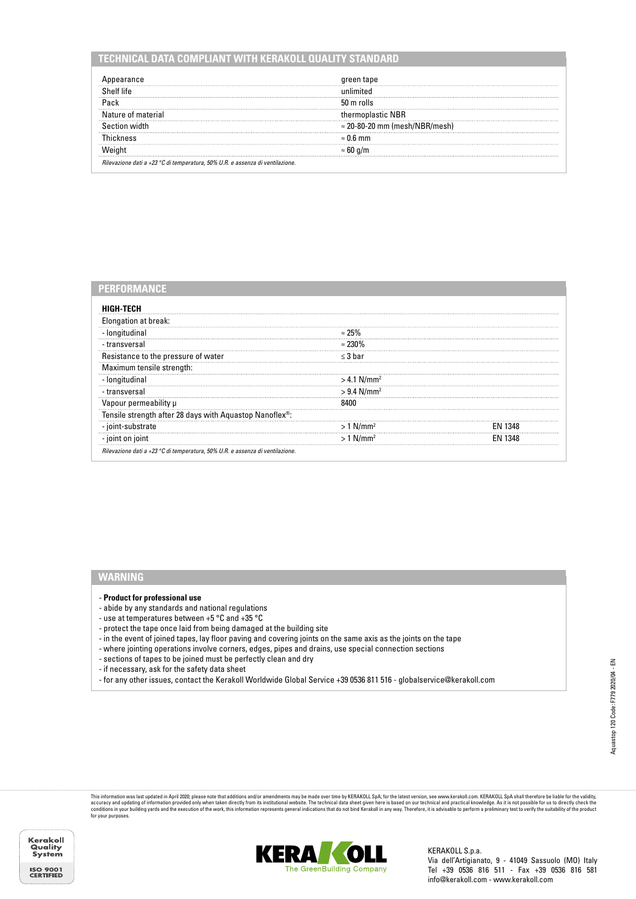## TECHNICAL DATA COMPLIANT WITH KERAKOLL QUALITY STANDARD

| | |
|---|---|
| Appearance | green tape |
| Shelf life | unlimited |
| Pack | 50 m rolls |
| Nature of material | thermoplastic NBR |
| Section width | ≈ 20-80-20 mm (mesh/NBR/mesh) |
| Thickness | ≈ 0.6 mm |
| Weight | ≈ 60 g/m |

*Rilevazione dati a +23 °C di temperatura, 50% U.R. e assenza di ventilazione.*

## PERFORMANCE

| | | |
|---|---|---|
| **HIGH-TECH** | | |
| Elongation at break: | | |
| - longitudinal | ≈ 25% | |
| - transversal | ≈ 230% | |
| Resistance to the pressure of water | ≤ 3 bar | |
| Maximum tensile strength: | | |
| - longitudinal | > 4.1 N/mm² | |
| - transversal | > 9.4 N/mm² | |
| Vapour permeability μ | 8400 | |
| Tensile strength after 28 days with Aquastop Nanoflex®: | | |
| - joint-substrate | > 1 N/mm² | EN 1348 |
| - joint on joint | > 1 N/mm² | EN 1348 |

*Rilevazione dati a +23 °C di temperatura, 50% U.R. e assenza di ventilazione.*

## WARNING

- **Product for professional use**
- abide by any standards and national regulations
- use at temperatures between +5 °C and +35 °C
- protect the tape once laid from being damaged at the building site
- in the event of joined tapes, lay floor paving and covering joints on the same axis as the joints on the tape
- where jointing operations involve corners, edges, pipes and drains, use special connection sections
- sections of tapes to be joined must be perfectly clean and dry
- if necessary, ask for the safety data sheet
- for any other issues, contact the Kerakoll Worldwide Global Service +39 0536 811 516 - globalservice@kerakoll.com

Aquastop 120 Code: F779 2020/04 - EN

This information was last updated in April 2020; please note that additions and/or amendments may be made over time by KERAKOLL SpA; for the latest version, see www.kerakoll.com. KERAKOLL SpA shall therefore be liable for the validity, accuracy and updating of information provided only when taken directly from its institutional website. The technical data sheet given here is based on our technical and practical knowledge. As it is not possible for us to directly check the conditions in your building yards and the execution of the work, this information represents general indications that do not bind Kerakoll in any way. Therefore, it is advisable to perform a preliminary test to verify the suitability of the product for your purposes.

Kerakoll Quality System
ISO 9001 CERTIFIED

KERAKOLL The GreenBuilding Company

KERAKOLL S.p.a.
Via dell'Artigianato, 9 - 41049 Sassuolo (MO) Italy
Tel +39 0536 816 511 - Fax +39 0536 816 581
info@kerakoll.com - www.kerakoll.com